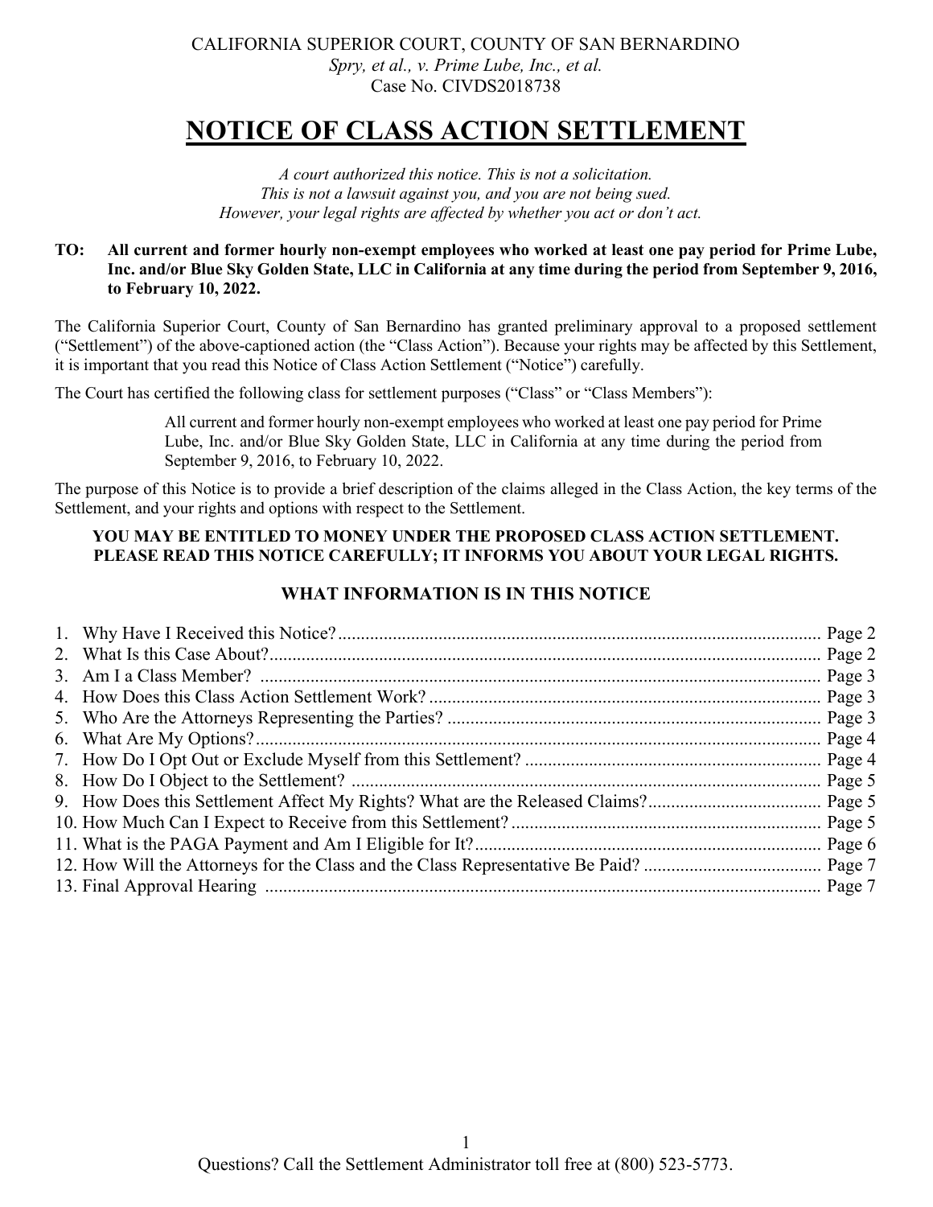CALIFORNIA SUPERIOR COURT, COUNTY OF SAN BERNARDINO
*Spry, et al., v. Prime Lube, Inc., et al.*
Case No. CIVDS2018738

# NOTICE OF CLASS ACTION SETTLEMENT

*A court authorized this notice. This is not a solicitation.*
*This is not a lawsuit against you, and you are not being sued.*
*However, your legal rights are affected by whether you act or don't act.*

**TO: All current and former hourly non-exempt employees who worked at least one pay period for Prime Lube, Inc. and/or Blue Sky Golden State, LLC in California at any time during the period from September 9, 2016, to February 10, 2022.**

The California Superior Court, County of San Bernardino has granted preliminary approval to a proposed settlement ("Settlement") of the above-captioned action (the "Class Action"). Because your rights may be affected by this Settlement, it is important that you read this Notice of Class Action Settlement ("Notice") carefully.

The Court has certified the following class for settlement purposes ("Class" or "Class Members"):

> All current and former hourly non-exempt employees who worked at least one pay period for Prime Lube, Inc. and/or Blue Sky Golden State, LLC in California at any time during the period from September 9, 2016, to February 10, 2022.

The purpose of this Notice is to provide a brief description of the claims alleged in the Class Action, the key terms of the Settlement, and your rights and options with respect to the Settlement.

**YOU MAY BE ENTITLED TO MONEY UNDER THE PROPOSED CLASS ACTION SETTLEMENT. PLEASE READ THIS NOTICE CAREFULLY; IT INFORMS YOU ABOUT YOUR LEGAL RIGHTS.**

## WHAT INFORMATION IS IN THIS NOTICE

1. Why Have I Received this Notice? .......... Page 2
2. What Is this Case About? .......... Page 2
3. Am I a Class Member? .......... Page 3
4. How Does this Class Action Settlement Work? .......... Page 3
5. Who Are the Attorneys Representing the Parties? .......... Page 3
6. What Are My Options? .......... Page 4
7. How Do I Opt Out or Exclude Myself from this Settlement? .......... Page 4
8. How Do I Object to the Settlement? .......... Page 5
9. How Does this Settlement Affect My Rights? What are the Released Claims? .......... Page 5
10. How Much Can I Expect to Receive from this Settlement? .......... Page 5
11. What is the PAGA Payment and Am I Eligible for It? .......... Page 6
12. How Will the Attorneys for the Class and the Class Representative Be Paid? .......... Page 7
13. Final Approval Hearing .......... Page 7

Questions? Call the Settlement Administrator toll free at (800) 523-5773.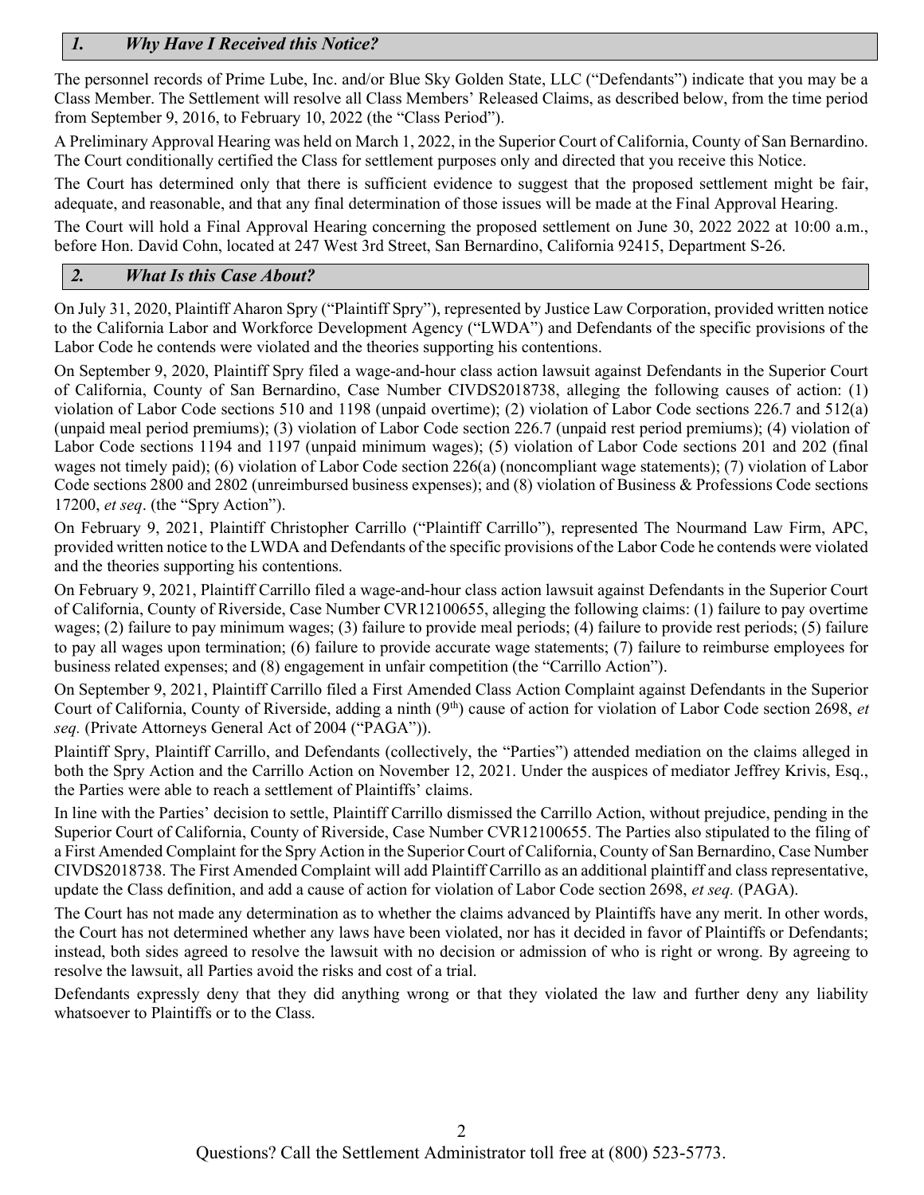## *1. Why Have I Received this Notice?*

The personnel records of Prime Lube, Inc. and/or Blue Sky Golden State, LLC ("Defendants") indicate that you may be a Class Member. The Settlement will resolve all Class Members' Released Claims, as described below, from the time period from September 9, 2016, to February 10, 2022 (the "Class Period").

A Preliminary Approval Hearing was held on March 1, 2022, in the Superior Court of California, County of San Bernardino. The Court conditionally certified the Class for settlement purposes only and directed that you receive this Notice.

The Court has determined only that there is sufficient evidence to suggest that the proposed settlement might be fair, adequate, and reasonable, and that any final determination of those issues will be made at the Final Approval Hearing.

The Court will hold a Final Approval Hearing concerning the proposed settlement on June 30, 2022 2022 at 10:00 a.m., before Hon. David Cohn, located at 247 West 3rd Street, San Bernardino, California 92415, Department S-26.

## *2. What Is this Case About?*

On July 31, 2020, Plaintiff Aharon Spry ("Plaintiff Spry"), represented by Justice Law Corporation, provided written notice to the California Labor and Workforce Development Agency ("LWDA") and Defendants of the specific provisions of the Labor Code he contends were violated and the theories supporting his contentions.

On September 9, 2020, Plaintiff Spry filed a wage-and-hour class action lawsuit against Defendants in the Superior Court of California, County of San Bernardino, Case Number CIVDS2018738, alleging the following causes of action: (1) violation of Labor Code sections 510 and 1198 (unpaid overtime); (2) violation of Labor Code sections 226.7 and 512(a) (unpaid meal period premiums); (3) violation of Labor Code section 226.7 (unpaid rest period premiums); (4) violation of Labor Code sections 1194 and 1197 (unpaid minimum wages); (5) violation of Labor Code sections 201 and 202 (final wages not timely paid); (6) violation of Labor Code section 226(a) (noncompliant wage statements); (7) violation of Labor Code sections 2800 and 2802 (unreimbursed business expenses); and (8) violation of Business & Professions Code sections 17200, *et seq*. (the "Spry Action").

On February 9, 2021, Plaintiff Christopher Carrillo ("Plaintiff Carrillo"), represented The Nourmand Law Firm, APC, provided written notice to the LWDA and Defendants of the specific provisions of the Labor Code he contends were violated and the theories supporting his contentions.

On February 9, 2021, Plaintiff Carrillo filed a wage-and-hour class action lawsuit against Defendants in the Superior Court of California, County of Riverside, Case Number CVR12100655, alleging the following claims: (1) failure to pay overtime wages; (2) failure to pay minimum wages; (3) failure to provide meal periods; (4) failure to provide rest periods; (5) failure to pay all wages upon termination; (6) failure to provide accurate wage statements; (7) failure to reimburse employees for business related expenses; and (8) engagement in unfair competition (the "Carrillo Action").

On September 9, 2021, Plaintiff Carrillo filed a First Amended Class Action Complaint against Defendants in the Superior Court of California, County of Riverside, adding a ninth (9th) cause of action for violation of Labor Code section 2698, *et seq.* (Private Attorneys General Act of 2004 ("PAGA")).

Plaintiff Spry, Plaintiff Carrillo, and Defendants (collectively, the "Parties") attended mediation on the claims alleged in both the Spry Action and the Carrillo Action on November 12, 2021. Under the auspices of mediator Jeffrey Krivis, Esq., the Parties were able to reach a settlement of Plaintiffs' claims.

In line with the Parties' decision to settle, Plaintiff Carrillo dismissed the Carrillo Action, without prejudice, pending in the Superior Court of California, County of Riverside, Case Number CVR12100655. The Parties also stipulated to the filing of a First Amended Complaint for the Spry Action in the Superior Court of California, County of San Bernardino, Case Number CIVDS2018738. The First Amended Complaint will add Plaintiff Carrillo as an additional plaintiff and class representative, update the Class definition, and add a cause of action for violation of Labor Code section 2698, *et seq.* (PAGA).

The Court has not made any determination as to whether the claims advanced by Plaintiffs have any merit. In other words, the Court has not determined whether any laws have been violated, nor has it decided in favor of Plaintiffs or Defendants; instead, both sides agreed to resolve the lawsuit with no decision or admission of who is right or wrong. By agreeing to resolve the lawsuit, all Parties avoid the risks and cost of a trial.

Defendants expressly deny that they did anything wrong or that they violated the law and further deny any liability whatsoever to Plaintiffs or to the Class.

Questions? Call the Settlement Administrator toll free at (800) 523-5773.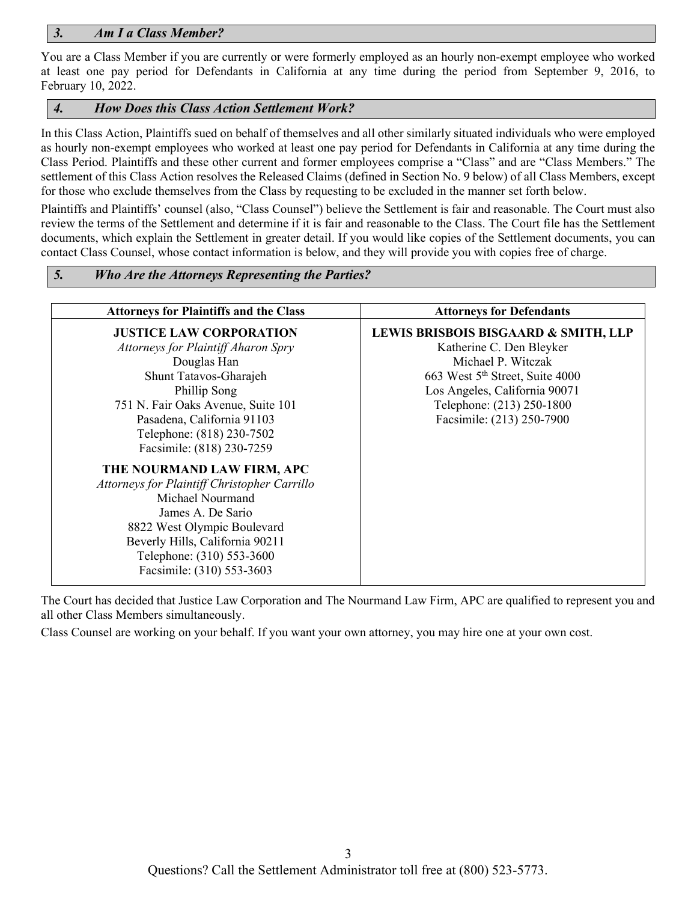### *3. Am I a Class Member?*

You are a Class Member if you are currently or were formerly employed as an hourly non-exempt employee who worked at least one pay period for Defendants in California at any time during the period from September 9, 2016, to February 10, 2022.

### *4. How Does this Class Action Settlement Work?*

In this Class Action, Plaintiffs sued on behalf of themselves and all other similarly situated individuals who were employed as hourly non-exempt employees who worked at least one pay period for Defendants in California at any time during the Class Period. Plaintiffs and these other current and former employees comprise a "Class" and are "Class Members." The settlement of this Class Action resolves the Released Claims (defined in Section No. 9 below) of all Class Members, except for those who exclude themselves from the Class by requesting to be excluded in the manner set forth below.

Plaintiffs and Plaintiffs' counsel (also, "Class Counsel") believe the Settlement is fair and reasonable. The Court must also review the terms of the Settlement and determine if it is fair and reasonable to the Class. The Court file has the Settlement documents, which explain the Settlement in greater detail. If you would like copies of the Settlement documents, you can contact Class Counsel, whose contact information is below, and they will provide you with copies free of charge.

### *5. Who Are the Attorneys Representing the Parties?*

| Attorneys for Plaintiffs and the Class | Attorneys for Defendants |
|---|---|
| **JUSTICE LAW CORPORATION**<br>*Attorneys for Plaintiff Aharon Spry*<br>Douglas Han<br>Shunt Tatavos-Gharajeh<br>Phillip Song<br>751 N. Fair Oaks Avenue, Suite 101<br>Pasadena, California 91103<br>Telephone: (818) 230-7502<br>Facsimile: (818) 230-7259<br><br>**THE NOURMAND LAW FIRM, APC**<br>*Attorneys for Plaintiff Christopher Carrillo*<br>Michael Nourmand<br>James A. De Sario<br>8822 West Olympic Boulevard<br>Beverly Hills, California 90211<br>Telephone: (310) 553-3600<br>Facsimile: (310) 553-3603 | **LEWIS BRISBOIS BISGAARD & SMITH, LLP**<br>Katherine C. Den Bleyker<br>Michael P. Witczak<br>663 West 5th Street, Suite 4000<br>Los Angeles, California 90071<br>Telephone: (213) 250-1800<br>Facsimile: (213) 250-7900 |

The Court has decided that Justice Law Corporation and The Nourmand Law Firm, APC are qualified to represent you and all other Class Members simultaneously.

Class Counsel are working on your behalf. If you want your own attorney, you may hire one at your own cost.

Questions? Call the Settlement Administrator toll free at (800) 523-5773.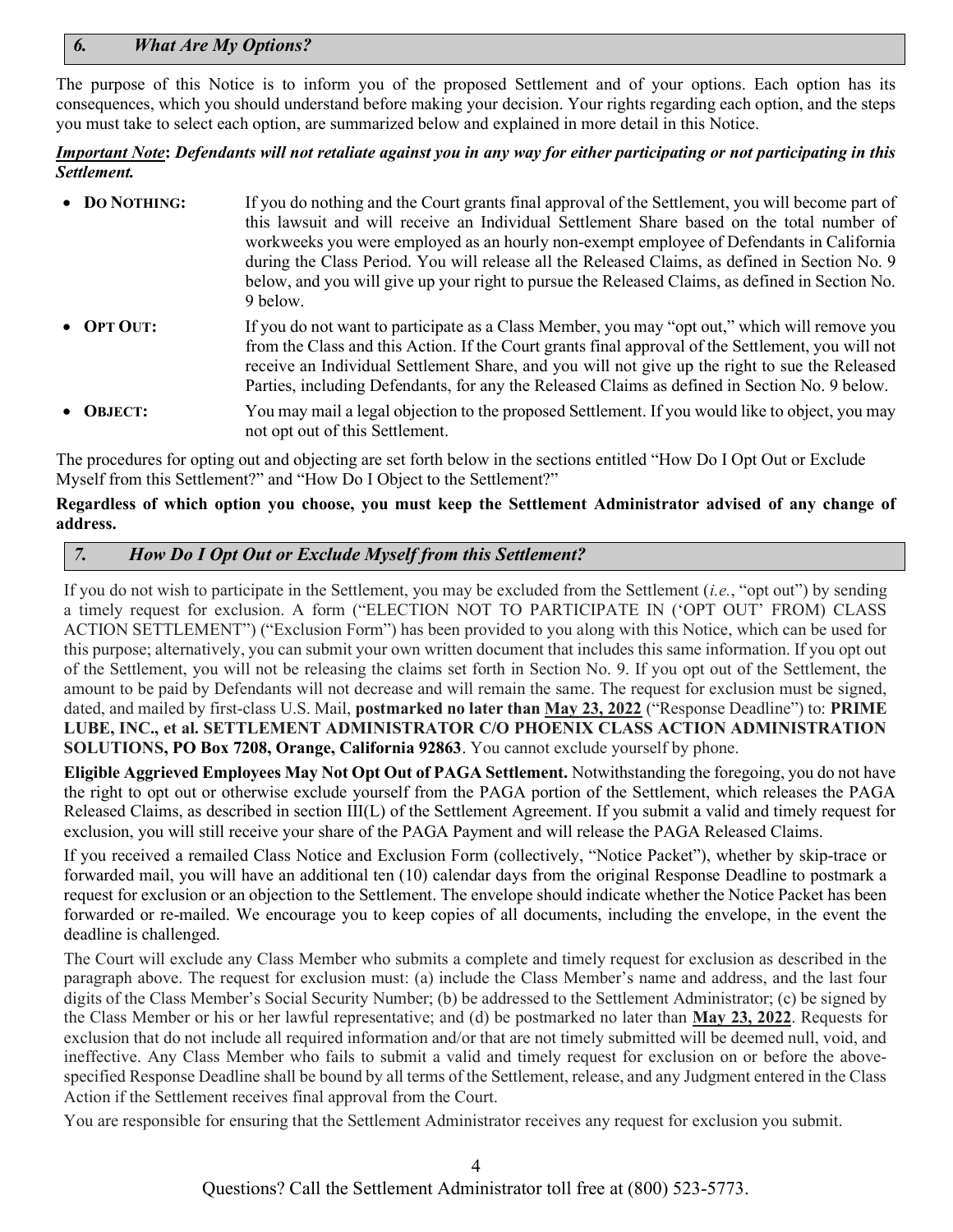## *6. What Are My Options?*

The purpose of this Notice is to inform you of the proposed Settlement and of your options. Each option has its consequences, which you should understand before making your decision. Your rights regarding each option, and the steps you must take to select each option, are summarized below and explained in more detail in this Notice.

***Important Note*: Defendants will not retaliate against you in any way for either participating or not participating in this Settlement.**

- **DO NOTHING:** If you do nothing and the Court grants final approval of the Settlement, you will become part of this lawsuit and will receive an Individual Settlement Share based on the total number of workweeks you were employed as an hourly non-exempt employee of Defendants in California during the Class Period. You will release all the Released Claims, as defined in Section No. 9 below, and you will give up your right to pursue the Released Claims, as defined in Section No. 9 below.
- **OPT OUT:** If you do not want to participate as a Class Member, you may "opt out," which will remove you from the Class and this Action. If the Court grants final approval of the Settlement, you will not receive an Individual Settlement Share, and you will not give up the right to sue the Released Parties, including Defendants, for any the Released Claims as defined in Section No. 9 below.
- **OBJECT:** You may mail a legal objection to the proposed Settlement. If you would like to object, you may not opt out of this Settlement.

The procedures for opting out and objecting are set forth below in the sections entitled "How Do I Opt Out or Exclude Myself from this Settlement?" and "How Do I Object to the Settlement?"

**Regardless of which option you choose, you must keep the Settlement Administrator advised of any change of address.**

## *7. How Do I Opt Out or Exclude Myself from this Settlement?*

If you do not wish to participate in the Settlement, you may be excluded from the Settlement (*i.e.*, "opt out") by sending a timely request for exclusion. A form ("ELECTION NOT TO PARTICIPATE IN ('OPT OUT' FROM) CLASS ACTION SETTLEMENT") ("Exclusion Form") has been provided to you along with this Notice, which can be used for this purpose; alternatively, you can submit your own written document that includes this same information. If you opt out of the Settlement, you will not be releasing the claims set forth in Section No. 9. If you opt out of the Settlement, the amount to be paid by Defendants will not decrease and will remain the same. The request for exclusion must be signed, dated, and mailed by first-class U.S. Mail, **postmarked no later than May 23, 2022** ("Response Deadline") to: **PRIME LUBE, INC., et al. SETTLEMENT ADMINISTRATOR C/O PHOENIX CLASS ACTION ADMINISTRATION SOLUTIONS, PO Box 7208, Orange, California 92863**. You cannot exclude yourself by phone.

**Eligible Aggrieved Employees May Not Opt Out of PAGA Settlement.** Notwithstanding the foregoing, you do not have the right to opt out or otherwise exclude yourself from the PAGA portion of the Settlement, which releases the PAGA Released Claims, as described in section III(L) of the Settlement Agreement. If you submit a valid and timely request for exclusion, you will still receive your share of the PAGA Payment and will release the PAGA Released Claims.

If you received a remailed Class Notice and Exclusion Form (collectively, "Notice Packet"), whether by skip-trace or forwarded mail, you will have an additional ten (10) calendar days from the original Response Deadline to postmark a request for exclusion or an objection to the Settlement. The envelope should indicate whether the Notice Packet has been forwarded or re-mailed. We encourage you to keep copies of all documents, including the envelope, in the event the deadline is challenged.

The Court will exclude any Class Member who submits a complete and timely request for exclusion as described in the paragraph above. The request for exclusion must: (a) include the Class Member's name and address, and the last four digits of the Class Member's Social Security Number; (b) be addressed to the Settlement Administrator; (c) be signed by the Class Member or his or her lawful representative; and (d) be postmarked no later than **May 23, 2022**. Requests for exclusion that do not include all required information and/or that are not timely submitted will be deemed null, void, and ineffective. Any Class Member who fails to submit a valid and timely request for exclusion on or before the above-specified Response Deadline shall be bound by all terms of the Settlement, release, and any Judgment entered in the Class Action if the Settlement receives final approval from the Court.

You are responsible for ensuring that the Settlement Administrator receives any request for exclusion you submit.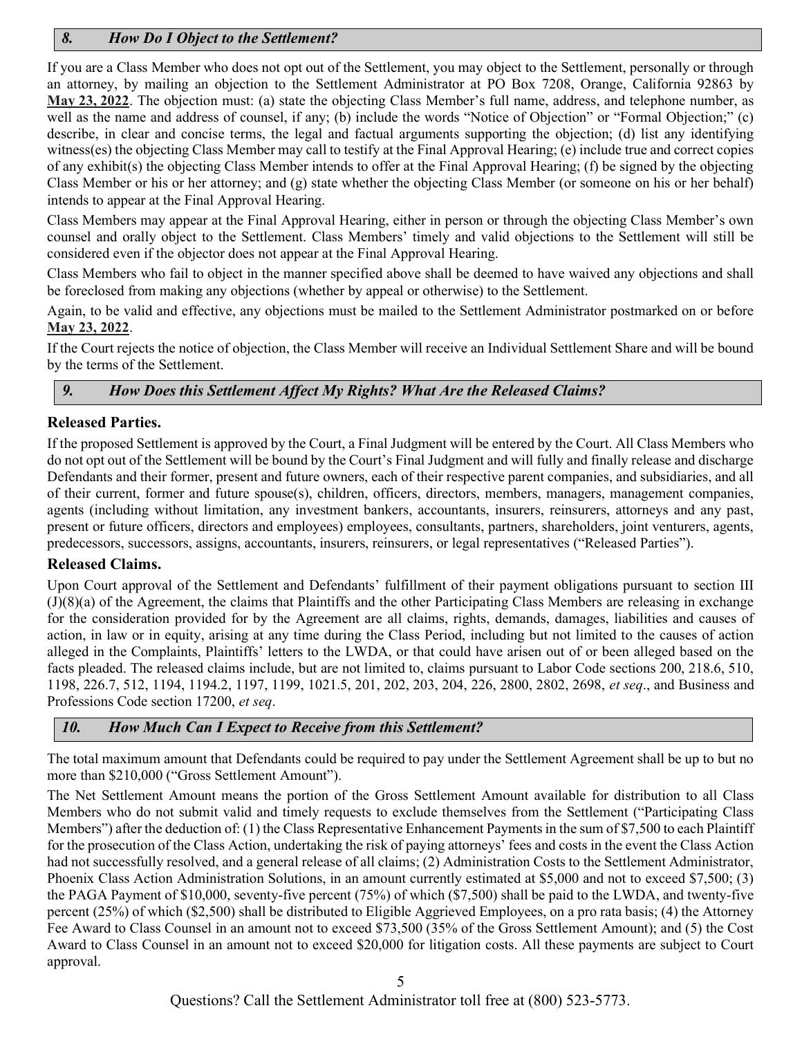## *8. How Do I Object to the Settlement?*

If you are a Class Member who does not opt out of the Settlement, you may object to the Settlement, personally or through an attorney, by mailing an objection to the Settlement Administrator at PO Box 7208, Orange, California 92863 by **May 23, 2022**. The objection must: (a) state the objecting Class Member's full name, address, and telephone number, as well as the name and address of counsel, if any; (b) include the words "Notice of Objection" or "Formal Objection;" (c) describe, in clear and concise terms, the legal and factual arguments supporting the objection; (d) list any identifying witness(es) the objecting Class Member may call to testify at the Final Approval Hearing; (e) include true and correct copies of any exhibit(s) the objecting Class Member intends to offer at the Final Approval Hearing; (f) be signed by the objecting Class Member or his or her attorney; and (g) state whether the objecting Class Member (or someone on his or her behalf) intends to appear at the Final Approval Hearing.

Class Members may appear at the Final Approval Hearing, either in person or through the objecting Class Member's own counsel and orally object to the Settlement. Class Members' timely and valid objections to the Settlement will still be considered even if the objector does not appear at the Final Approval Hearing.

Class Members who fail to object in the manner specified above shall be deemed to have waived any objections and shall be foreclosed from making any objections (whether by appeal or otherwise) to the Settlement.

Again, to be valid and effective, any objections must be mailed to the Settlement Administrator postmarked on or before **May 23, 2022**.

If the Court rejects the notice of objection, the Class Member will receive an Individual Settlement Share and will be bound by the terms of the Settlement.

## *9. How Does this Settlement Affect My Rights? What Are the Released Claims?*

### Released Parties.

If the proposed Settlement is approved by the Court, a Final Judgment will be entered by the Court. All Class Members who do not opt out of the Settlement will be bound by the Court's Final Judgment and will fully and finally release and discharge Defendants and their former, present and future owners, each of their respective parent companies, and subsidiaries, and all of their current, former and future spouse(s), children, officers, directors, members, managers, management companies, agents (including without limitation, any investment bankers, accountants, insurers, reinsurers, attorneys and any past, present or future officers, directors and employees) employees, consultants, partners, shareholders, joint venturers, agents, predecessors, successors, assigns, accountants, insurers, reinsurers, or legal representatives ("Released Parties").

### Released Claims.

Upon Court approval of the Settlement and Defendants' fulfillment of their payment obligations pursuant to section III (J)(8)(a) of the Agreement, the claims that Plaintiffs and the other Participating Class Members are releasing in exchange for the consideration provided for by the Agreement are all claims, rights, demands, damages, liabilities and causes of action, in law or in equity, arising at any time during the Class Period, including but not limited to the causes of action alleged in the Complaints, Plaintiffs' letters to the LWDA, or that could have arisen out of or been alleged based on the facts pleaded. The released claims include, but are not limited to, claims pursuant to Labor Code sections 200, 218.6, 510, 1198, 226.7, 512, 1194, 1194.2, 1197, 1199, 1021.5, 201, 202, 203, 204, 226, 2800, 2802, 2698, *et seq*., and Business and Professions Code section 17200, *et seq*.

## *10. How Much Can I Expect to Receive from this Settlement?*

The total maximum amount that Defendants could be required to pay under the Settlement Agreement shall be up to but no more than $210,000 ("Gross Settlement Amount").

The Net Settlement Amount means the portion of the Gross Settlement Amount available for distribution to all Class Members who do not submit valid and timely requests to exclude themselves from the Settlement ("Participating Class Members") after the deduction of: (1) the Class Representative Enhancement Payments in the sum of $7,500 to each Plaintiff for the prosecution of the Class Action, undertaking the risk of paying attorneys' fees and costs in the event the Class Action had not successfully resolved, and a general release of all claims; (2) Administration Costs to the Settlement Administrator, Phoenix Class Action Administration Solutions, in an amount currently estimated at $5,000 and not to exceed $7,500; (3) the PAGA Payment of $10,000, seventy-five percent (75%) of which ($7,500) shall be paid to the LWDA, and twenty-five percent (25%) of which ($2,500) shall be distributed to Eligible Aggrieved Employees, on a pro rata basis; (4) the Attorney Fee Award to Class Counsel in an amount not to exceed $73,500 (35% of the Gross Settlement Amount); and (5) the Cost Award to Class Counsel in an amount not to exceed $20,000 for litigation costs. All these payments are subject to Court approval.

Questions? Call the Settlement Administrator toll free at (800) 523-5773.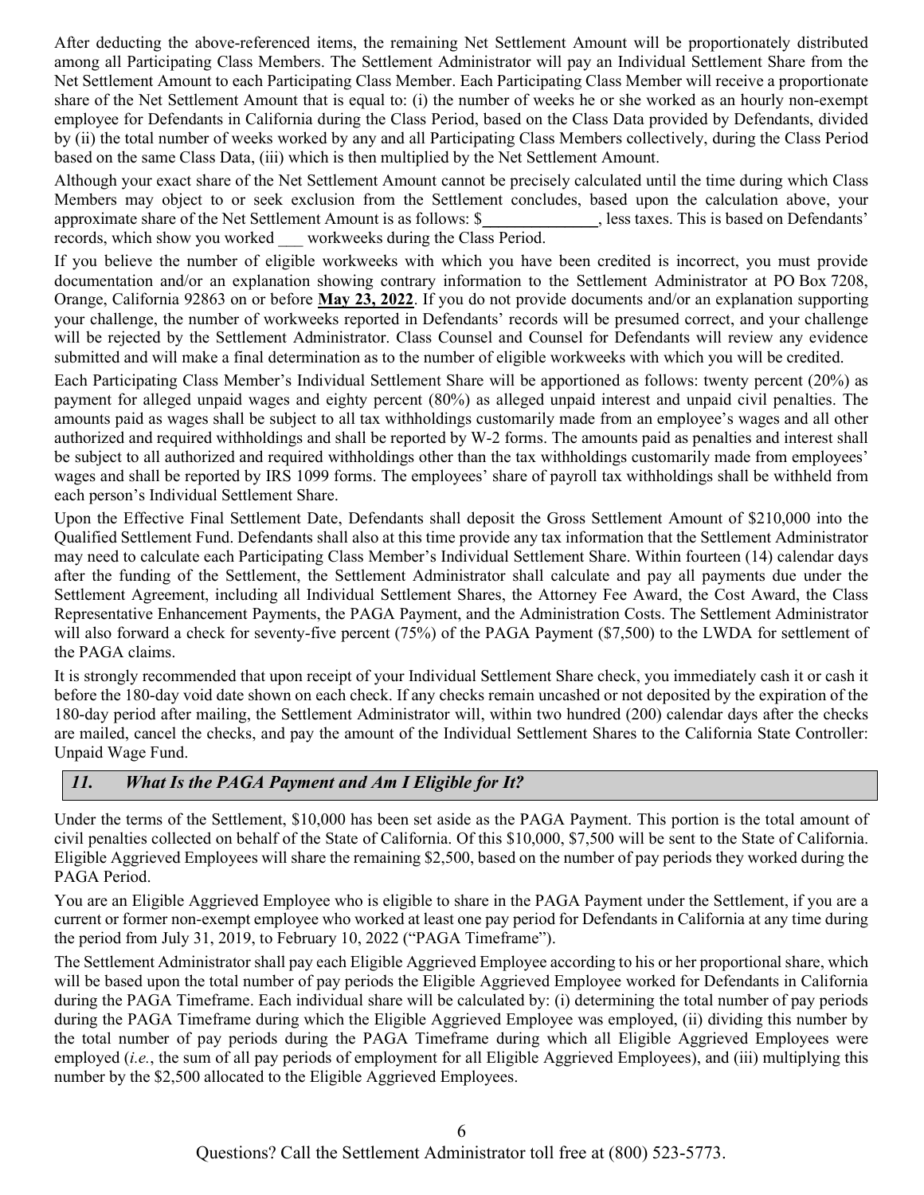After deducting the above-referenced items, the remaining Net Settlement Amount will be proportionately distributed among all Participating Class Members. The Settlement Administrator will pay an Individual Settlement Share from the Net Settlement Amount to each Participating Class Member. Each Participating Class Member will receive a proportionate share of the Net Settlement Amount that is equal to: (i) the number of weeks he or she worked as an hourly non-exempt employee for Defendants in California during the Class Period, based on the Class Data provided by Defendants, divided by (ii) the total number of weeks worked by any and all Participating Class Members collectively, during the Class Period based on the same Class Data, (iii) which is then multiplied by the Net Settlement Amount.

Although your exact share of the Net Settlement Amount cannot be precisely calculated until the time during which Class Members may object to or seek exclusion from the Settlement concludes, based upon the calculation above, your approximate share of the Net Settlement Amount is as follows: $______________, less taxes. This is based on Defendants' records, which show you worked ___ workweeks during the Class Period.

If you believe the number of eligible workweeks with which you have been credited is incorrect, you must provide documentation and/or an explanation showing contrary information to the Settlement Administrator at PO Box 7208, Orange, California 92863 on or before **May 23, 2022**. If you do not provide documents and/or an explanation supporting your challenge, the number of workweeks reported in Defendants' records will be presumed correct, and your challenge will be rejected by the Settlement Administrator. Class Counsel and Counsel for Defendants will review any evidence submitted and will make a final determination as to the number of eligible workweeks with which you will be credited.

Each Participating Class Member's Individual Settlement Share will be apportioned as follows: twenty percent (20%) as payment for alleged unpaid wages and eighty percent (80%) as alleged unpaid interest and unpaid civil penalties. The amounts paid as wages shall be subject to all tax withholdings customarily made from an employee's wages and all other authorized and required withholdings and shall be reported by W-2 forms. The amounts paid as penalties and interest shall be subject to all authorized and required withholdings other than the tax withholdings customarily made from employees' wages and shall be reported by IRS 1099 forms. The employees' share of payroll tax withholdings shall be withheld from each person's Individual Settlement Share.

Upon the Effective Final Settlement Date, Defendants shall deposit the Gross Settlement Amount of $210,000 into the Qualified Settlement Fund. Defendants shall also at this time provide any tax information that the Settlement Administrator may need to calculate each Participating Class Member's Individual Settlement Share. Within fourteen (14) calendar days after the funding of the Settlement, the Settlement Administrator shall calculate and pay all payments due under the Settlement Agreement, including all Individual Settlement Shares, the Attorney Fee Award, the Cost Award, the Class Representative Enhancement Payments, the PAGA Payment, and the Administration Costs. The Settlement Administrator will also forward a check for seventy-five percent (75%) of the PAGA Payment ($7,500) to the LWDA for settlement of the PAGA claims.

It is strongly recommended that upon receipt of your Individual Settlement Share check, you immediately cash it or cash it before the 180-day void date shown on each check. If any checks remain uncashed or not deposited by the expiration of the 180-day period after mailing, the Settlement Administrator will, within two hundred (200) calendar days after the checks are mailed, cancel the checks, and pay the amount of the Individual Settlement Shares to the California State Controller: Unpaid Wage Fund.

## *11. What Is the PAGA Payment and Am I Eligible for It?*

Under the terms of the Settlement, $10,000 has been set aside as the PAGA Payment. This portion is the total amount of civil penalties collected on behalf of the State of California. Of this $10,000, $7,500 will be sent to the State of California. Eligible Aggrieved Employees will share the remaining $2,500, based on the number of pay periods they worked during the PAGA Period.

You are an Eligible Aggrieved Employee who is eligible to share in the PAGA Payment under the Settlement, if you are a current or former non-exempt employee who worked at least one pay period for Defendants in California at any time during the period from July 31, 2019, to February 10, 2022 ("PAGA Timeframe").

The Settlement Administrator shall pay each Eligible Aggrieved Employee according to his or her proportional share, which will be based upon the total number of pay periods the Eligible Aggrieved Employee worked for Defendants in California during the PAGA Timeframe. Each individual share will be calculated by: (i) determining the total number of pay periods during the PAGA Timeframe during which the Eligible Aggrieved Employee was employed, (ii) dividing this number by the total number of pay periods during the PAGA Timeframe during which all Eligible Aggrieved Employees were employed (*i.e.*, the sum of all pay periods of employment for all Eligible Aggrieved Employees), and (iii) multiplying this number by the $2,500 allocated to the Eligible Aggrieved Employees.

Questions? Call the Settlement Administrator toll free at (800) 523-5773.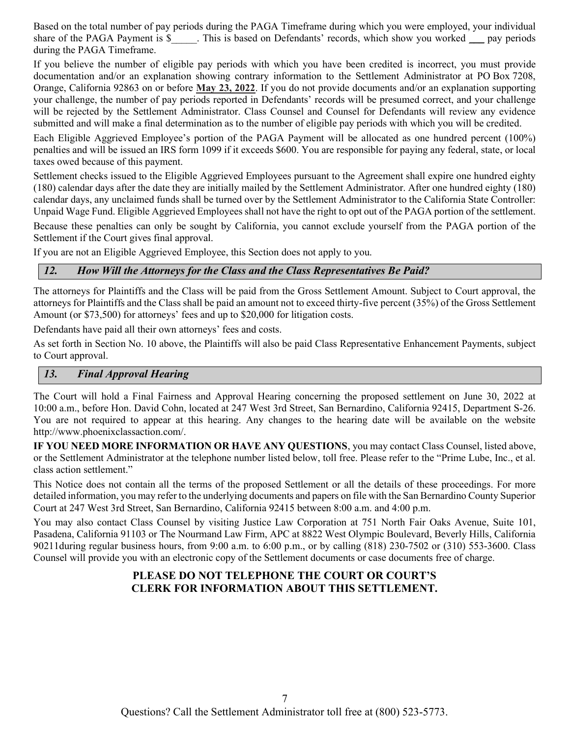Based on the total number of pay periods during the PAGA Timeframe during which you were employed, your individual share of the PAGA Payment is $_____. This is based on Defendants' records, which show you worked ___ pay periods during the PAGA Timeframe.

If you believe the number of eligible pay periods with which you have been credited is incorrect, you must provide documentation and/or an explanation showing contrary information to the Settlement Administrator at PO Box 7208, Orange, California 92863 on or before **May 23, 2022**. If you do not provide documents and/or an explanation supporting your challenge, the number of pay periods reported in Defendants' records will be presumed correct, and your challenge will be rejected by the Settlement Administrator. Class Counsel and Counsel for Defendants will review any evidence submitted and will make a final determination as to the number of eligible pay periods with which you will be credited.

Each Eligible Aggrieved Employee's portion of the PAGA Payment will be allocated as one hundred percent (100%) penalties and will be issued an IRS form 1099 if it exceeds $600. You are responsible for paying any federal, state, or local taxes owed because of this payment.

Settlement checks issued to the Eligible Aggrieved Employees pursuant to the Agreement shall expire one hundred eighty (180) calendar days after the date they are initially mailed by the Settlement Administrator. After one hundred eighty (180) calendar days, any unclaimed funds shall be turned over by the Settlement Administrator to the California State Controller: Unpaid Wage Fund. Eligible Aggrieved Employees shall not have the right to opt out of the PAGA portion of the settlement.

Because these penalties can only be sought by California, you cannot exclude yourself from the PAGA portion of the Settlement if the Court gives final approval.

If you are not an Eligible Aggrieved Employee, this Section does not apply to you.

## *12. How Will the Attorneys for the Class and the Class Representatives Be Paid?*

The attorneys for Plaintiffs and the Class will be paid from the Gross Settlement Amount. Subject to Court approval, the attorneys for Plaintiffs and the Class shall be paid an amount not to exceed thirty-five percent (35%) of the Gross Settlement Amount (or $73,500) for attorneys' fees and up to $20,000 for litigation costs.

Defendants have paid all their own attorneys' fees and costs.

As set forth in Section No. 10 above, the Plaintiffs will also be paid Class Representative Enhancement Payments, subject to Court approval.

## *13. Final Approval Hearing*

The Court will hold a Final Fairness and Approval Hearing concerning the proposed settlement on June 30, 2022 at 10:00 a.m., before Hon. David Cohn, located at 247 West 3rd Street, San Bernardino, California 92415, Department S-26. You are not required to appear at this hearing. Any changes to the hearing date will be available on the website http://www.phoenixclassaction.com/.

**IF YOU NEED MORE INFORMATION OR HAVE ANY QUESTIONS**, you may contact Class Counsel, listed above, or the Settlement Administrator at the telephone number listed below, toll free. Please refer to the "Prime Lube, Inc., et al. class action settlement."

This Notice does not contain all the terms of the proposed Settlement or all the details of these proceedings. For more detailed information, you may refer to the underlying documents and papers on file with the San Bernardino County Superior Court at 247 West 3rd Street, San Bernardino, California 92415 between 8:00 a.m. and 4:00 p.m.

You may also contact Class Counsel by visiting Justice Law Corporation at 751 North Fair Oaks Avenue, Suite 101, Pasadena, California 91103 or The Nourmand Law Firm, APC at 8822 West Olympic Boulevard, Beverly Hills, California 90211during regular business hours, from 9:00 a.m. to 6:00 p.m., or by calling (818) 230-7502 or (310) 553-3600. Class Counsel will provide you with an electronic copy of the Settlement documents or case documents free of charge.

**PLEASE DO NOT TELEPHONE THE COURT OR COURT'S CLERK FOR INFORMATION ABOUT THIS SETTLEMENT.**

Questions? Call the Settlement Administrator toll free at (800) 523-5773.